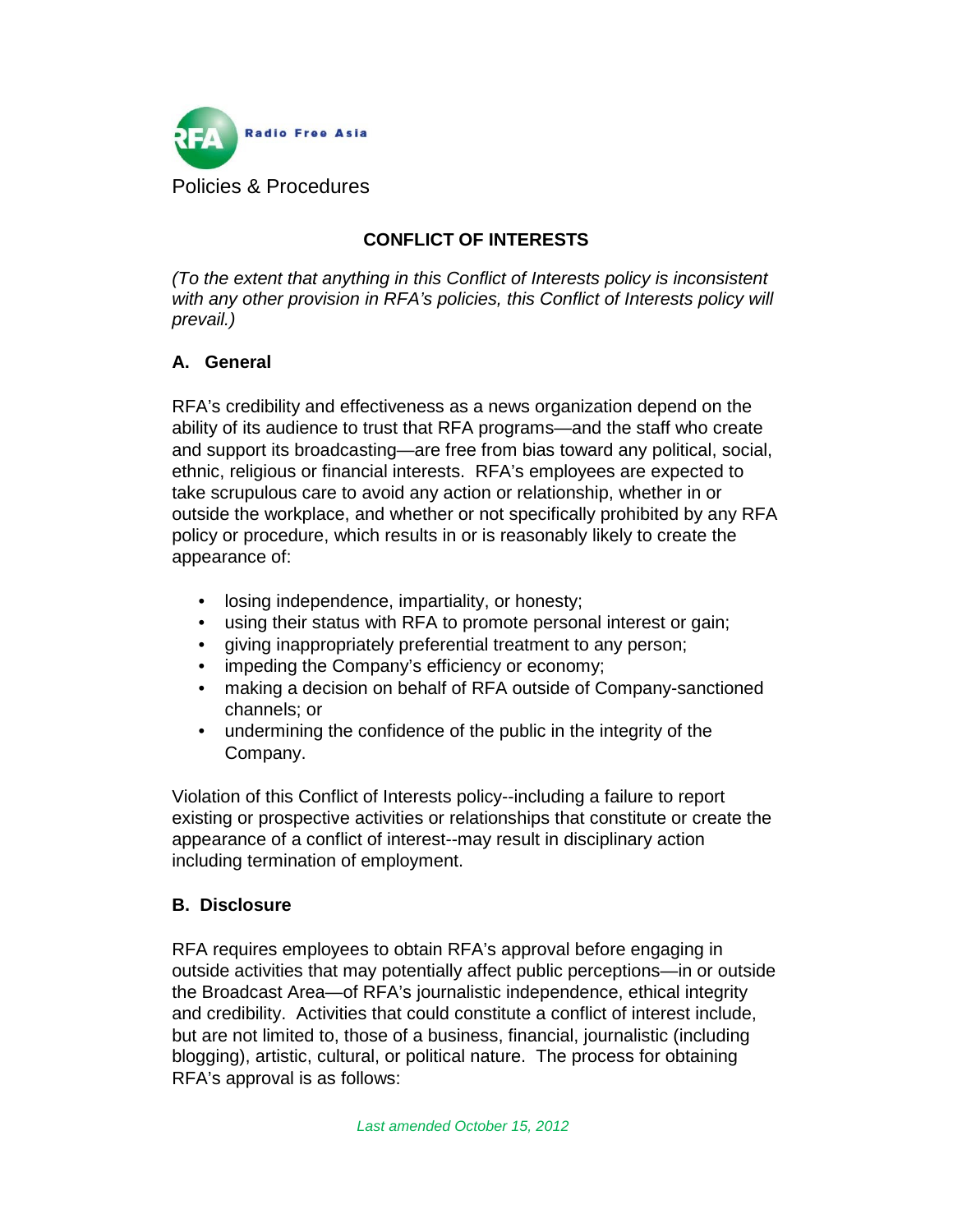Radio Free Asia

Policies & Procedures

# CONFLICT OF INTERESTS

*(To the extent that anything in this Conflict of Interests policy is inconsistent with any other provision in RFA's policies, this Conflict of Interests policy will prevail.)*

## A. General

RFA's credibility and effectiveness as a news organization depend on the ability of its audience to trust that RFA programs—and the staff who create and support its broadcasting—are free from bias toward any political, social, ethnic, religious or financial interests. RFA's employees are expected to take scrupulous care to avoid any action or relationship, whether in or outside the workplace, and whether or not specifically prohibited by any RFA policy or procedure, which results in or is reasonably likely to create the appearance of:

- losing independence, impartiality, or honesty;
- using their status with RFA to promote personal interest or gain;
- giving inappropriately preferential treatment to any person;
- impeding the Company's efficiency or economy;
- making a decision on behalf of RFA outside of Company-sanctioned channels; or
- undermining the confidence of the public in the integrity of the Company.

Violation of this Conflict of Interests policy--including a failure to report existing or prospective activities or relationships that constitute or create the appearance of a conflict of interest--may result in disciplinary action including termination of employment.

## B. Disclosure

RFA requires employees to obtain RFA's approval before engaging in outside activities that may potentially affect public perceptions—in or outside the Broadcast Area—of RFA's journalistic independence, ethical integrity and credibility. Activities that could constitute a conflict of interest include, but are not limited to, those of a business, financial, journalistic (including blogging), artistic, cultural, or political nature. The process for obtaining RFA's approval is as follows: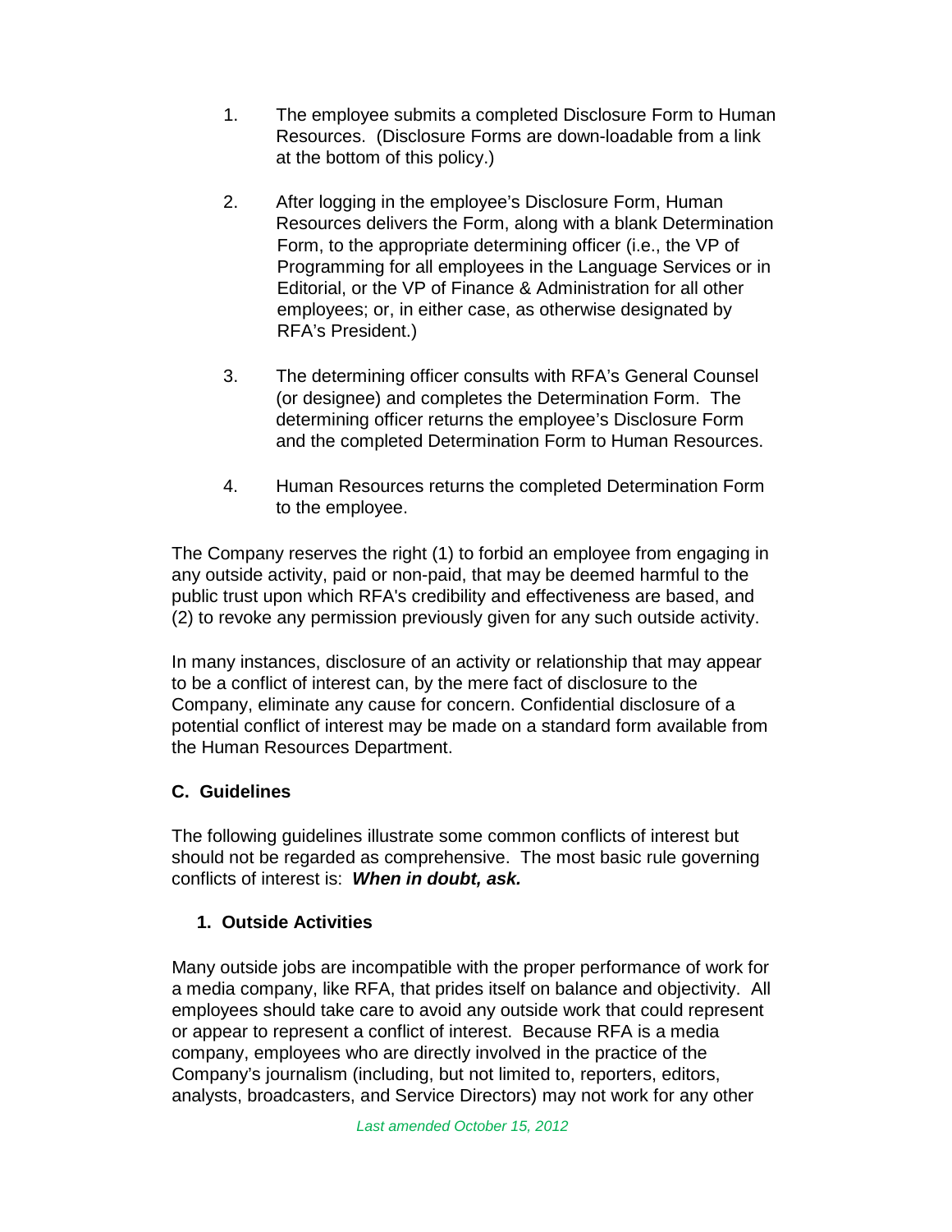1. The employee submits a completed Disclosure Form to Human Resources. (Disclosure Forms are down-loadable from a link at the bottom of this policy.)

2. After logging in the employee's Disclosure Form, Human Resources delivers the Form, along with a blank Determination Form, to the appropriate determining officer (i.e., the VP of Programming for all employees in the Language Services or in Editorial, or the VP of Finance & Administration for all other employees; or, in either case, as otherwise designated by RFA's President.)

3. The determining officer consults with RFA's General Counsel (or designee) and completes the Determination Form. The determining officer returns the employee's Disclosure Form and the completed Determination Form to Human Resources.

4. Human Resources returns the completed Determination Form to the employee.

The Company reserves the right (1) to forbid an employee from engaging in any outside activity, paid or non-paid, that may be deemed harmful to the public trust upon which RFA's credibility and effectiveness are based, and (2) to revoke any permission previously given for any such outside activity.

In many instances, disclosure of an activity or relationship that may appear to be a conflict of interest can, by the mere fact of disclosure to the Company, eliminate any cause for concern. Confidential disclosure of a potential conflict of interest may be made on a standard form available from the Human Resources Department.

## C. Guidelines

The following guidelines illustrate some common conflicts of interest but should not be regarded as comprehensive. The most basic rule governing conflicts of interest is: ***When in doubt, ask.***

### 1. Outside Activities

Many outside jobs are incompatible with the proper performance of work for a media company, like RFA, that prides itself on balance and objectivity. All employees should take care to avoid any outside work that could represent or appear to represent a conflict of interest. Because RFA is a media company, employees who are directly involved in the practice of the Company's journalism (including, but not limited to, reporters, editors, analysts, broadcasters, and Service Directors) may not work for any other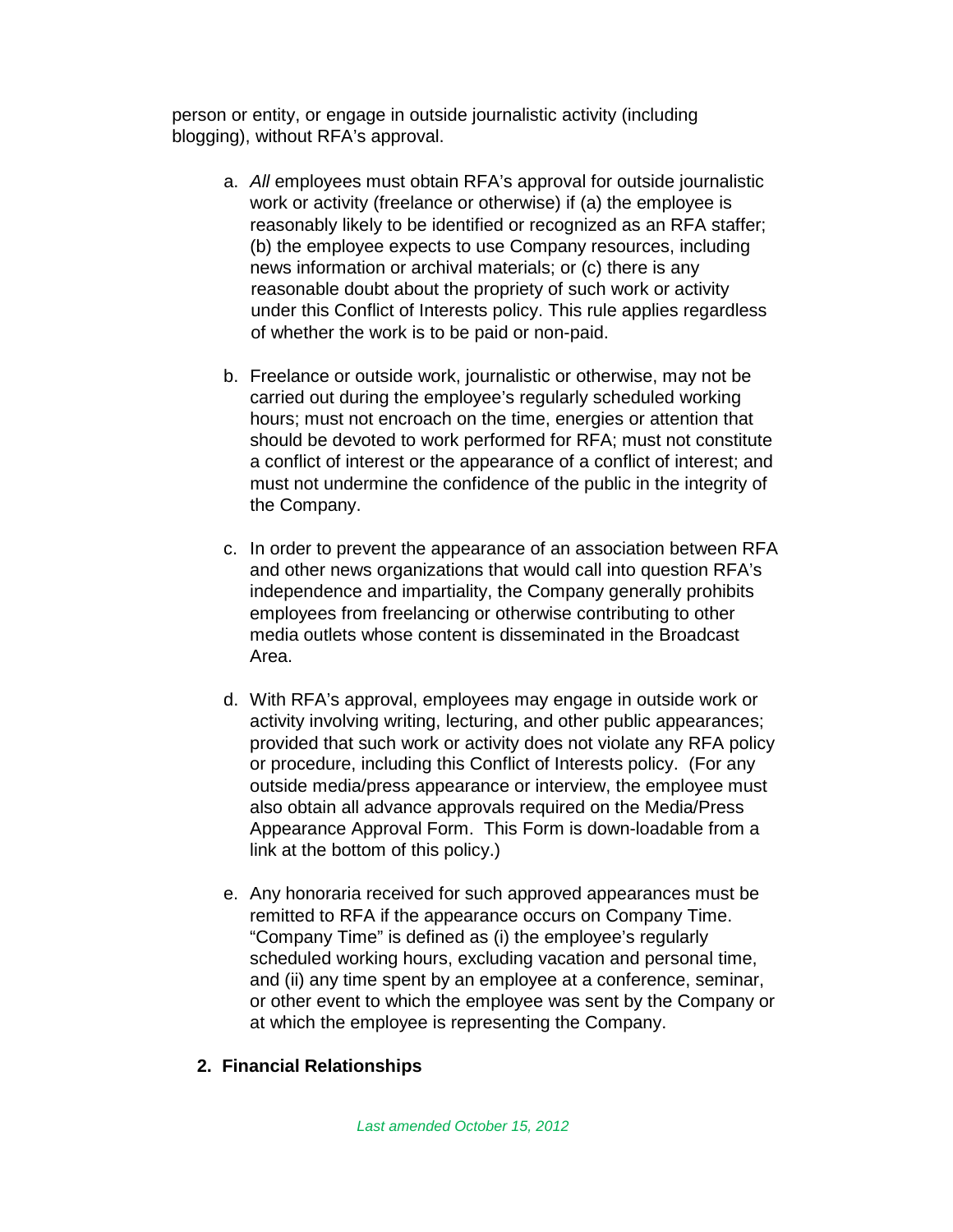person or entity, or engage in outside journalistic activity (including blogging), without RFA's approval.

a. *All* employees must obtain RFA's approval for outside journalistic work or activity (freelance or otherwise) if (a) the employee is reasonably likely to be identified or recognized as an RFA staffer; (b) the employee expects to use Company resources, including news information or archival materials; or (c) there is any reasonable doubt about the propriety of such work or activity under this Conflict of Interests policy. This rule applies regardless of whether the work is to be paid or non-paid.

b. Freelance or outside work, journalistic or otherwise, may not be carried out during the employee's regularly scheduled working hours; must not encroach on the time, energies or attention that should be devoted to work performed for RFA; must not constitute a conflict of interest or the appearance of a conflict of interest; and must not undermine the confidence of the public in the integrity of the Company.

c. In order to prevent the appearance of an association between RFA and other news organizations that would call into question RFA's independence and impartiality, the Company generally prohibits employees from freelancing or otherwise contributing to other media outlets whose content is disseminated in the Broadcast Area.

d. With RFA's approval, employees may engage in outside work or activity involving writing, lecturing, and other public appearances; provided that such work or activity does not violate any RFA policy or procedure, including this Conflict of Interests policy. (For any outside media/press appearance or interview, the employee must also obtain all advance approvals required on the Media/Press Appearance Approval Form. This Form is down-loadable from a link at the bottom of this policy.)

e. Any honoraria received for such approved appearances must be remitted to RFA if the appearance occurs on Company Time. "Company Time" is defined as (i) the employee's regularly scheduled working hours, excluding vacation and personal time, and (ii) any time spent by an employee at a conference, seminar, or other event to which the employee was sent by the Company or at which the employee is representing the Company.

## 2. Financial Relationships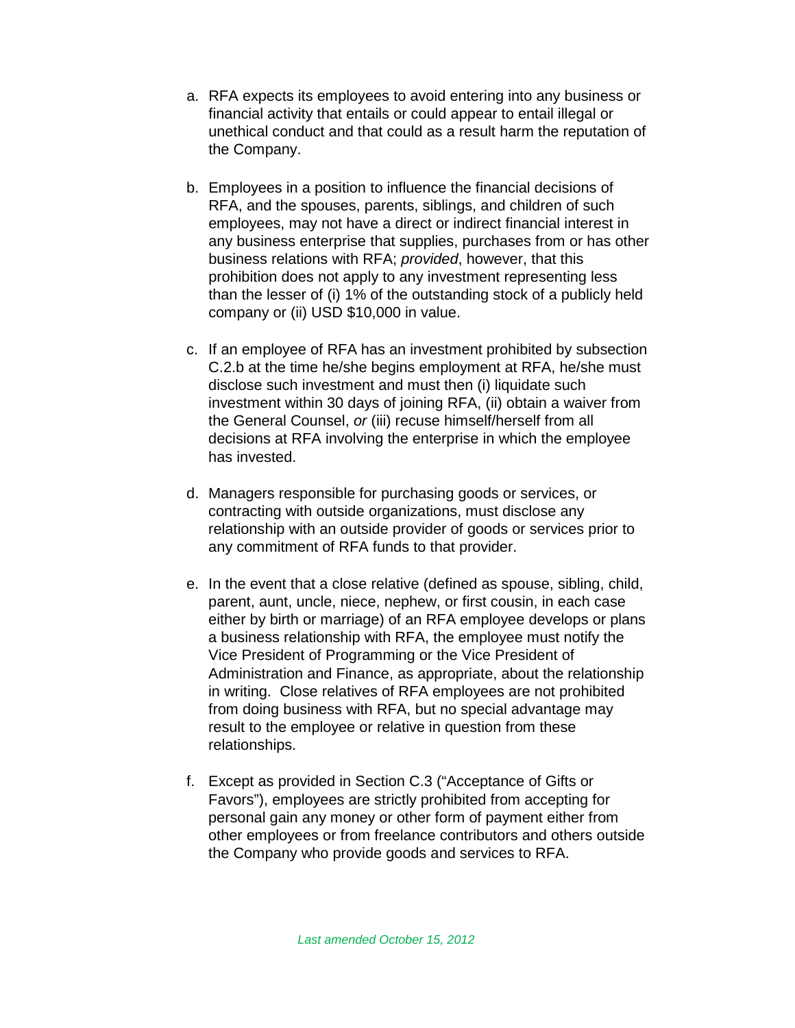a. RFA expects its employees to avoid entering into any business or financial activity that entails or could appear to entail illegal or unethical conduct and that could as a result harm the reputation of the Company.

b. Employees in a position to influence the financial decisions of RFA, and the spouses, parents, siblings, and children of such employees, may not have a direct or indirect financial interest in any business enterprise that supplies, purchases from or has other business relations with RFA; *provided*, however, that this prohibition does not apply to any investment representing less than the lesser of (i) 1% of the outstanding stock of a publicly held company or (ii) USD $10,000 in value.

c. If an employee of RFA has an investment prohibited by subsection C.2.b at the time he/she begins employment at RFA, he/she must disclose such investment and must then (i) liquidate such investment within 30 days of joining RFA, (ii) obtain a waiver from the General Counsel, *or* (iii) recuse himself/herself from all decisions at RFA involving the enterprise in which the employee has invested.

d. Managers responsible for purchasing goods or services, or contracting with outside organizations, must disclose any relationship with an outside provider of goods or services prior to any commitment of RFA funds to that provider.

e. In the event that a close relative (defined as spouse, sibling, child, parent, aunt, uncle, niece, nephew, or first cousin, in each case either by birth or marriage) of an RFA employee develops or plans a business relationship with RFA, the employee must notify the Vice President of Programming or the Vice President of Administration and Finance, as appropriate, about the relationship in writing. Close relatives of RFA employees are not prohibited from doing business with RFA, but no special advantage may result to the employee or relative in question from these relationships.

f. Except as provided in Section C.3 ("Acceptance of Gifts or Favors"), employees are strictly prohibited from accepting for personal gain any money or other form of payment either from other employees or from freelance contributors and others outside the Company who provide goods and services to RFA.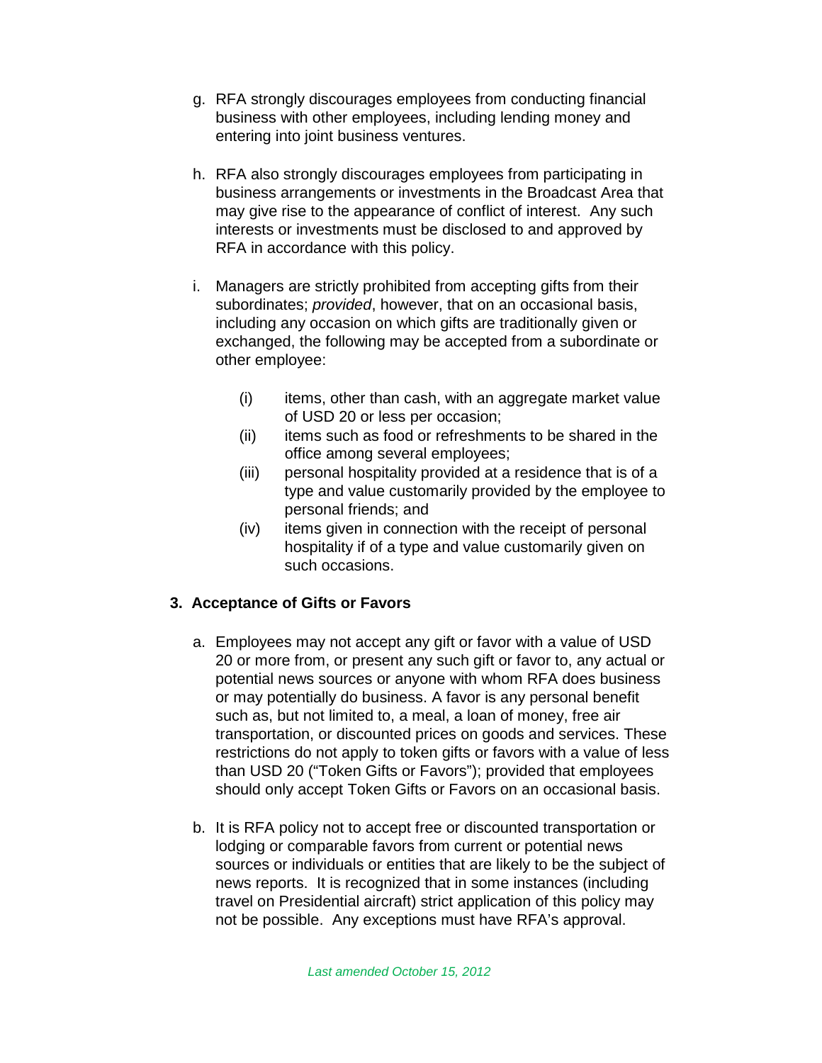g. RFA strongly discourages employees from conducting financial business with other employees, including lending money and entering into joint business ventures.

h. RFA also strongly discourages employees from participating in business arrangements or investments in the Broadcast Area that may give rise to the appearance of conflict of interest. Any such interests or investments must be disclosed to and approved by RFA in accordance with this policy.

i. Managers are strictly prohibited from accepting gifts from their subordinates; *provided*, however, that on an occasional basis, including any occasion on which gifts are traditionally given or exchanged, the following may be accepted from a subordinate or other employee:

   (i) items, other than cash, with an aggregate market value of USD 20 or less per occasion;
   (ii) items such as food or refreshments to be shared in the office among several employees;
   (iii) personal hospitality provided at a residence that is of a type and value customarily provided by the employee to personal friends; and
   (iv) items given in connection with the receipt of personal hospitality if of a type and value customarily given on such occasions.

### 3. Acceptance of Gifts or Favors

a. Employees may not accept any gift or favor with a value of USD 20 or more from, or present any such gift or favor to, any actual or potential news sources or anyone with whom RFA does business or may potentially do business. A favor is any personal benefit such as, but not limited to, a meal, a loan of money, free air transportation, or discounted prices on goods and services. These restrictions do not apply to token gifts or favors with a value of less than USD 20 ("Token Gifts or Favors"); provided that employees should only accept Token Gifts or Favors on an occasional basis.

b. It is RFA policy not to accept free or discounted transportation or lodging or comparable favors from current or potential news sources or individuals or entities that are likely to be the subject of news reports. It is recognized that in some instances (including travel on Presidential aircraft) strict application of this policy may not be possible. Any exceptions must have RFA's approval.

*Last amended October 15, 2012*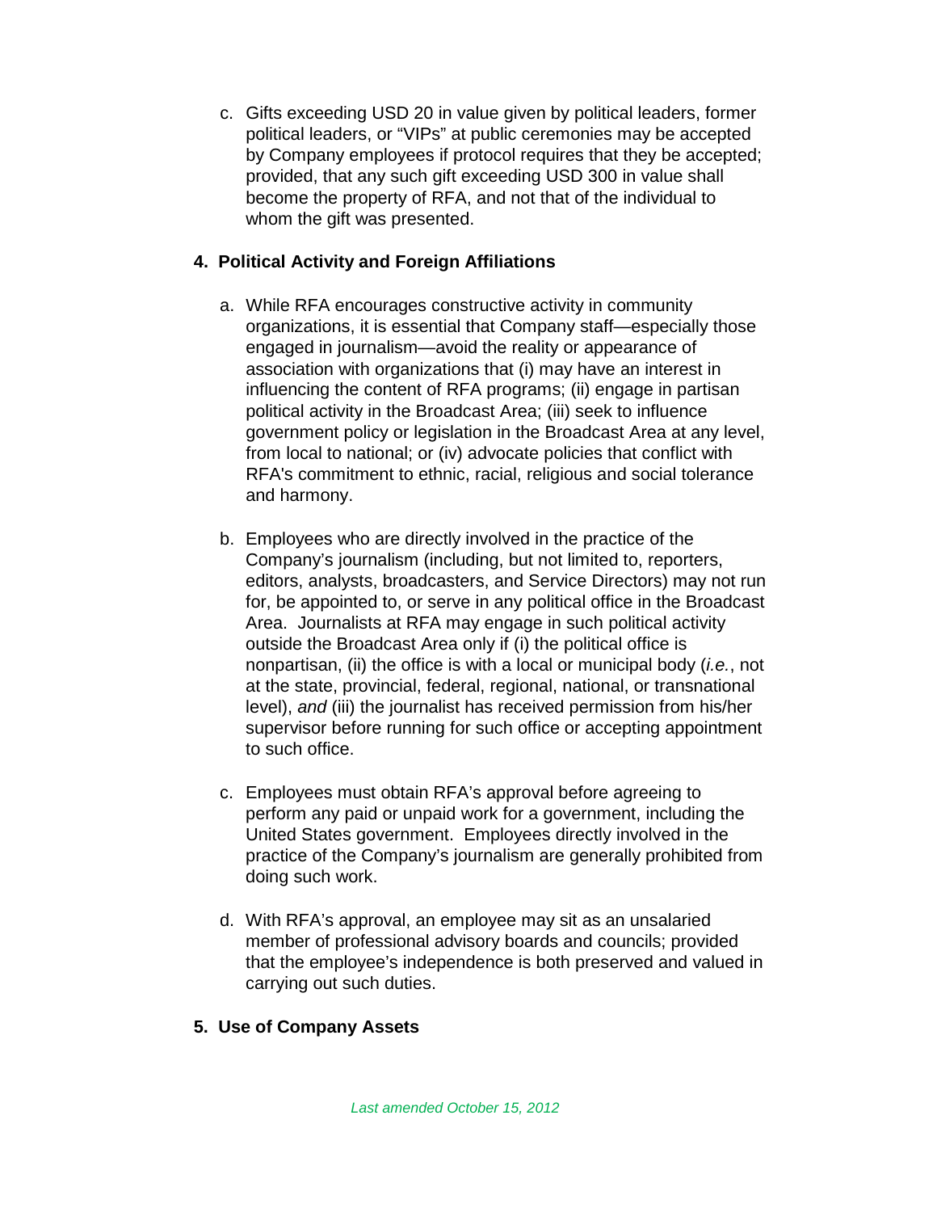c. Gifts exceeding USD 20 in value given by political leaders, former political leaders, or "VIPs" at public ceremonies may be accepted by Company employees if protocol requires that they be accepted; provided, that any such gift exceeding USD 300 in value shall become the property of RFA, and not that of the individual to whom the gift was presented.

## 4. Political Activity and Foreign Affiliations

a. While RFA encourages constructive activity in community organizations, it is essential that Company staff—especially those engaged in journalism—avoid the reality or appearance of association with organizations that (i) may have an interest in influencing the content of RFA programs; (ii) engage in partisan political activity in the Broadcast Area; (iii) seek to influence government policy or legislation in the Broadcast Area at any level, from local to national; or (iv) advocate policies that conflict with RFA's commitment to ethnic, racial, religious and social tolerance and harmony.

b. Employees who are directly involved in the practice of the Company's journalism (including, but not limited to, reporters, editors, analysts, broadcasters, and Service Directors) may not run for, be appointed to, or serve in any political office in the Broadcast Area. Journalists at RFA may engage in such political activity outside the Broadcast Area only if (i) the political office is nonpartisan, (ii) the office is with a local or municipal body (*i.e.*, not at the state, provincial, federal, regional, national, or transnational level), *and* (iii) the journalist has received permission from his/her supervisor before running for such office or accepting appointment to such office.

c. Employees must obtain RFA's approval before agreeing to perform any paid or unpaid work for a government, including the United States government. Employees directly involved in the practice of the Company's journalism are generally prohibited from doing such work.

d. With RFA's approval, an employee may sit as an unsalaried member of professional advisory boards and councils; provided that the employee's independence is both preserved and valued in carrying out such duties.

## 5. Use of Company Assets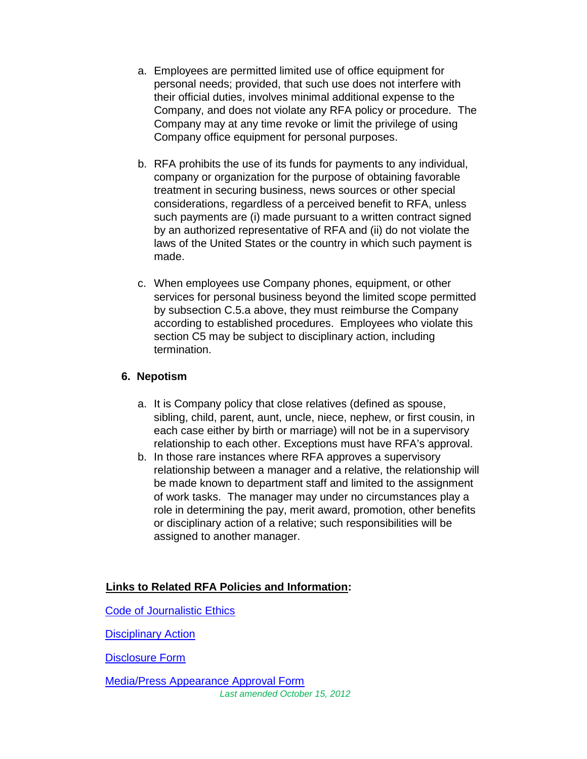a. Employees are permitted limited use of office equipment for personal needs; provided, that such use does not interfere with their official duties, involves minimal additional expense to the Company, and does not violate any RFA policy or procedure. The Company may at any time revoke or limit the privilege of using Company office equipment for personal purposes.

b. RFA prohibits the use of its funds for payments to any individual, company or organization for the purpose of obtaining favorable treatment in securing business, news sources or other special considerations, regardless of a perceived benefit to RFA, unless such payments are (i) made pursuant to a written contract signed by an authorized representative of RFA and (ii) do not violate the laws of the United States or the country in which such payment is made.

c. When employees use Company phones, equipment, or other services for personal business beyond the limited scope permitted by subsection C.5.a above, they must reimburse the Company according to established procedures. Employees who violate this section C5 may be subject to disciplinary action, including termination.

### 6. Nepotism

a. It is Company policy that close relatives (defined as spouse, sibling, child, parent, aunt, uncle, niece, nephew, or first cousin, in each case either by birth or marriage) will not be in a supervisory relationship to each other. Exceptions must have RFA's approval.

b. In those rare instances where RFA approves a supervisory relationship between a manager and a relative, the relationship will be made known to department staff and limited to the assignment of work tasks. The manager may under no circumstances play a role in determining the pay, merit award, promotion, other benefits or disciplinary action of a relative; such responsibilities will be assigned to another manager.

**Links to Related RFA Policies and Information:**

Code of Journalistic Ethics

Disciplinary Action

Disclosure Form

Media/Press Appearance Approval Form

*Last amended October 15, 2012*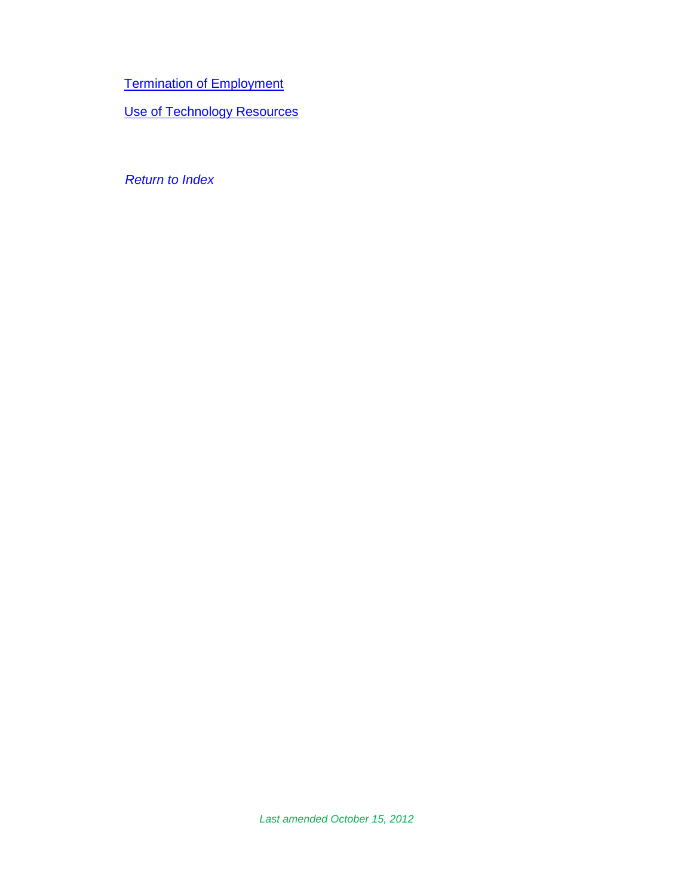Termination of Employment

Use of Technology Resources

*Return to Index*

*Last amended October 15, 2012*